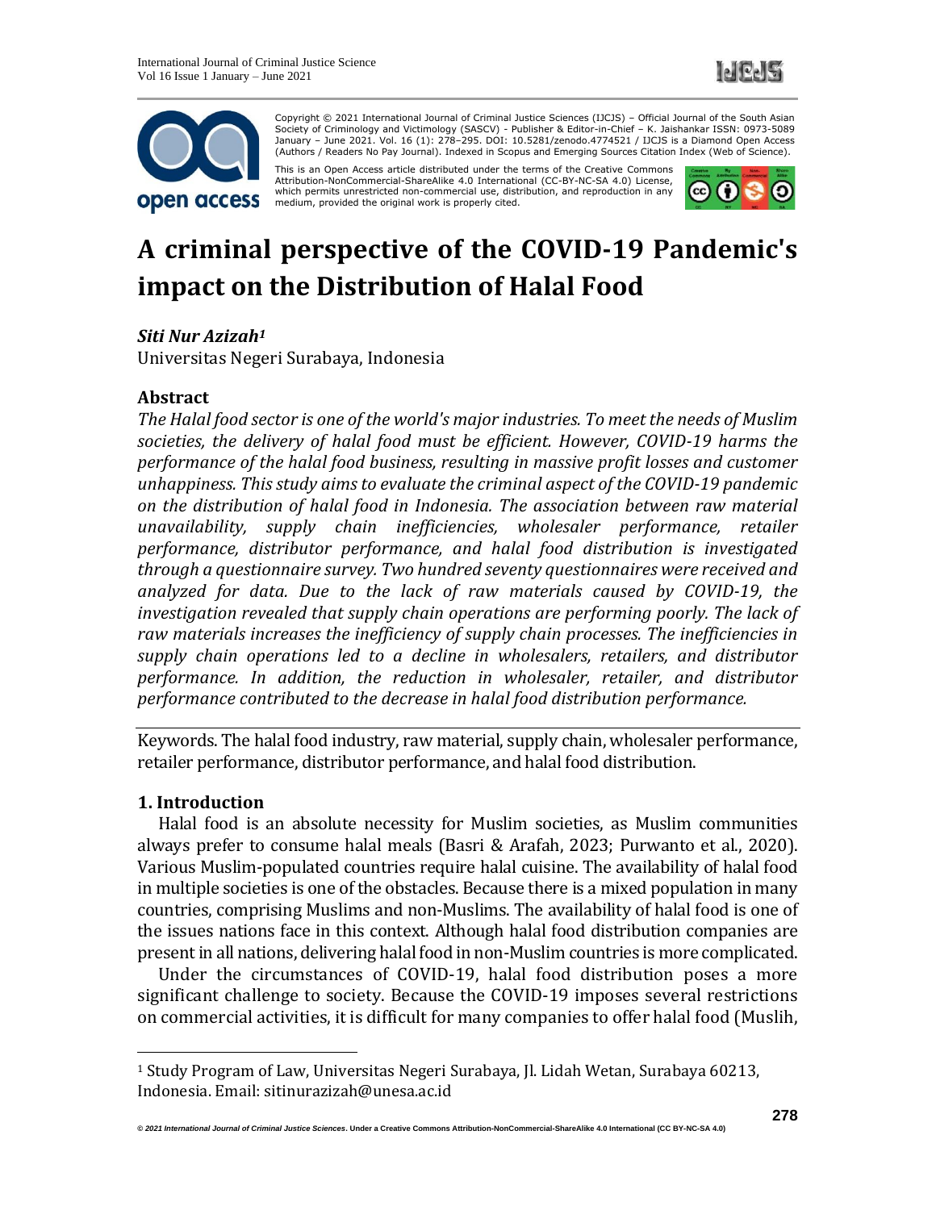Copyright © 2021 International Journal of Criminal Justice Sciences (IJCJS) – Official Journal of the South Asian Society of Criminology and Victimology (SASCV) - Publisher & Editor-in-Chief – K. Jaishankar ISSN: 0973-5089 January – June 2021. Vol. 16 (1): 278–295. DOI: 10.5281/zenodo.4774521 / IJCJS is a Diamond Open Access (Authors / Readers No Pay Journal). Indexed in Scopus and Emerging Sources Citation Index (Web of Science).

This is an Open Access article distributed under the terms of the Creative Commons Attribution-NonCommercial-ShareAlike 4.0 International (CC-BY-NC-SA 4.0) License, which permits unrestricted non-commercial use, distribution, and reproduction in any medium, provided the original work is properly cited.

# A criminal perspective of the COVID-19 Pandemic's impact on the Distribution of Halal Food

***Siti Nur Azizah*[1]**

Universitas Negeri Surabaya, Indonesia

## Abstract

*The Halal food sector is one of the world's major industries. To meet the needs of Muslim societies, the delivery of halal food must be efficient. However, COVID-19 harms the performance of the halal food business, resulting in massive profit losses and customer unhappiness. This study aims to evaluate the criminal aspect of the COVID-19 pandemic on the distribution of halal food in Indonesia. The association between raw material unavailability, supply chain inefficiencies, wholesaler performance, retailer performance, distributor performance, and halal food distribution is investigated through a questionnaire survey. Two hundred seventy questionnaires were received and analyzed for data. Due to the lack of raw materials caused by COVID-19, the investigation revealed that supply chain operations are performing poorly. The lack of raw materials increases the inefficiency of supply chain processes. The inefficiencies in supply chain operations led to a decline in wholesalers, retailers, and distributor performance. In addition, the reduction in wholesaler, retailer, and distributor performance contributed to the decrease in halal food distribution performance.*

Keywords. The halal food industry, raw material, supply chain, wholesaler performance, retailer performance, distributor performance, and halal food distribution.

## 1. Introduction

Halal food is an absolute necessity for Muslim societies, as Muslim communities always prefer to consume halal meals (Basri & Arafah, 2023; Purwanto et al., 2020). Various Muslim-populated countries require halal cuisine. The availability of halal food in multiple societies is one of the obstacles. Because there is a mixed population in many countries, comprising Muslims and non-Muslims. The availability of halal food is one of the issues nations face in this context. Although halal food distribution companies are present in all nations, delivering halal food in non-Muslim countries is more complicated.

Under the circumstances of COVID-19, halal food distribution poses a more significant challenge to society. Because the COVID-19 imposes several restrictions on commercial activities, it is difficult for many companies to offer halal food (Muslih,

[1] Study Program of Law, Universitas Negeri Surabaya, Jl. Lidah Wetan, Surabaya 60213, Indonesia. Email: sitinurazizah@unesa.ac.id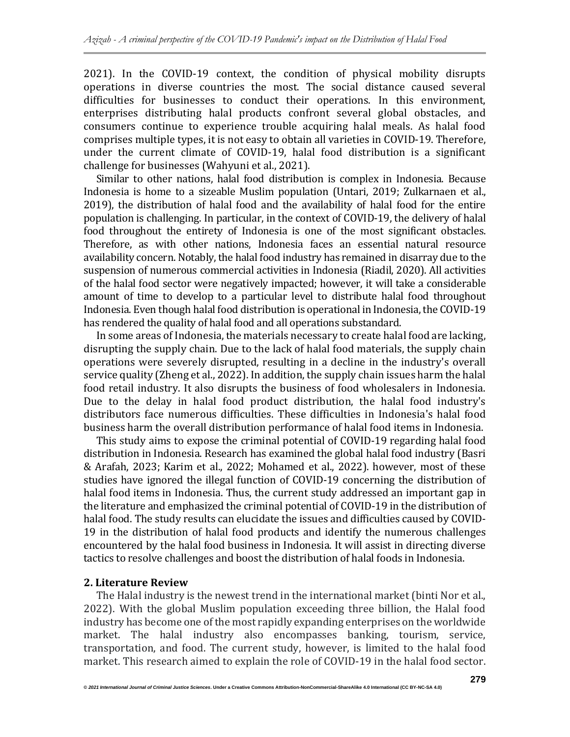2021). In the COVID-19 context, the condition of physical mobility disrupts operations in diverse countries the most. The social distance caused several difficulties for businesses to conduct their operations. In this environment, enterprises distributing halal products confront several global obstacles, and consumers continue to experience trouble acquiring halal meals. As halal food comprises multiple types, it is not easy to obtain all varieties in COVID-19. Therefore, under the current climate of COVID-19, halal food distribution is a significant challenge for businesses (Wahyuni et al., 2021).

Similar to other nations, halal food distribution is complex in Indonesia. Because Indonesia is home to a sizeable Muslim population (Untari, 2019; Zulkarnaen et al., 2019), the distribution of halal food and the availability of halal food for the entire population is challenging. In particular, in the context of COVID-19, the delivery of halal food throughout the entirety of Indonesia is one of the most significant obstacles. Therefore, as with other nations, Indonesia faces an essential natural resource availability concern. Notably, the halal food industry has remained in disarray due to the suspension of numerous commercial activities in Indonesia (Riadil, 2020). All activities of the halal food sector were negatively impacted; however, it will take a considerable amount of time to develop to a particular level to distribute halal food throughout Indonesia. Even though halal food distribution is operational in Indonesia, the COVID-19 has rendered the quality of halal food and all operations substandard.

In some areas of Indonesia, the materials necessary to create halal food are lacking, disrupting the supply chain. Due to the lack of halal food materials, the supply chain operations were severely disrupted, resulting in a decline in the industry's overall service quality (Zheng et al., 2022). In addition, the supply chain issues harm the halal food retail industry. It also disrupts the business of food wholesalers in Indonesia. Due to the delay in halal food product distribution, the halal food industry's distributors face numerous difficulties. These difficulties in Indonesia's halal food business harm the overall distribution performance of halal food items in Indonesia.

This study aims to expose the criminal potential of COVID-19 regarding halal food distribution in Indonesia. Research has examined the global halal food industry (Basri & Arafah, 2023; Karim et al., 2022; Mohamed et al., 2022). however, most of these studies have ignored the illegal function of COVID-19 concerning the distribution of halal food items in Indonesia. Thus, the current study addressed an important gap in the literature and emphasized the criminal potential of COVID-19 in the distribution of halal food. The study results can elucidate the issues and difficulties caused by COVID-19 in the distribution of halal food products and identify the numerous challenges encountered by the halal food business in Indonesia. It will assist in directing diverse tactics to resolve challenges and boost the distribution of halal foods in Indonesia.

## 2. Literature Review

The Halal industry is the newest trend in the international market (binti Nor et al., 2022). With the global Muslim population exceeding three billion, the Halal food industry has become one of the most rapidly expanding enterprises on the worldwide market. The halal industry also encompasses banking, tourism, service, transportation, and food. The current study, however, is limited to the halal food market. This research aimed to explain the role of COVID-19 in the halal food sector.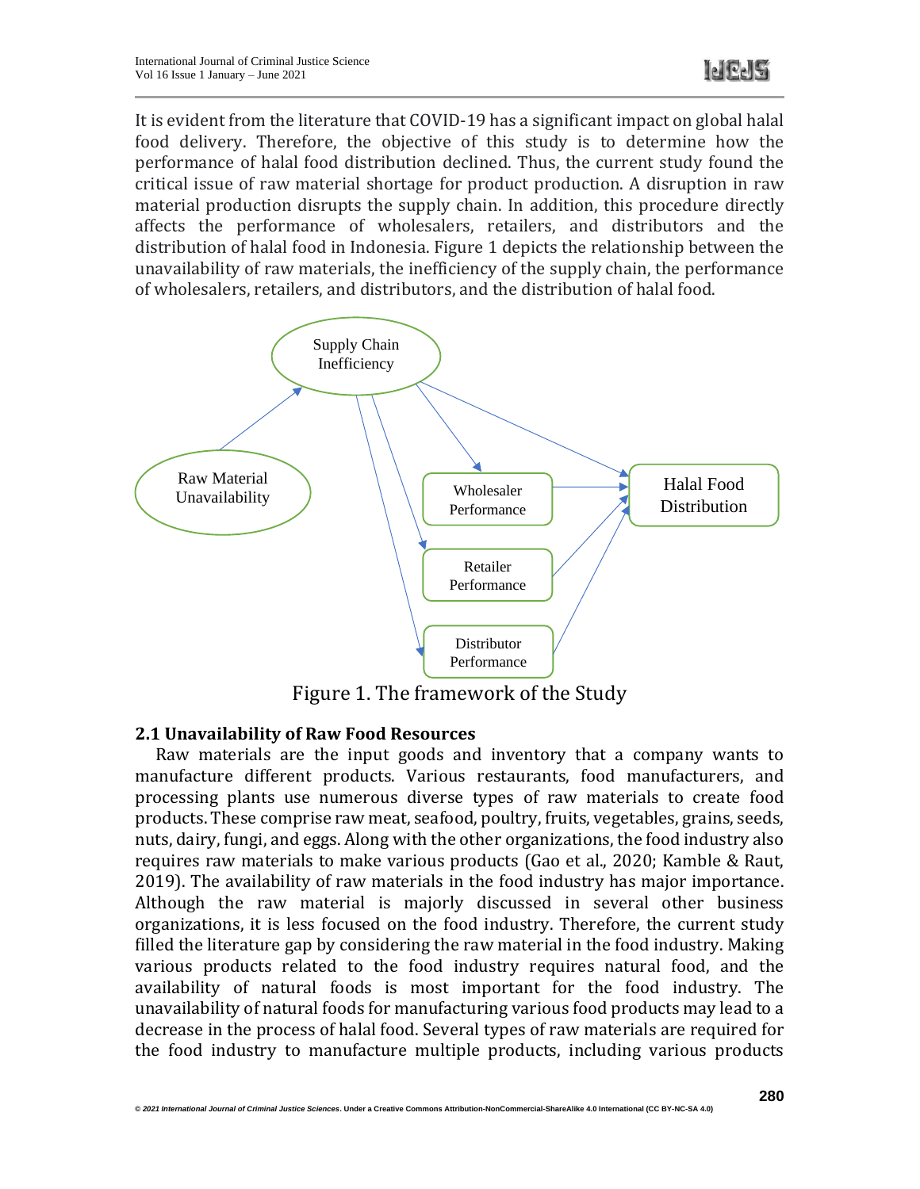It is evident from the literature that COVID-19 has a significant impact on global halal food delivery. Therefore, the objective of this study is to determine how the performance of halal food distribution declined. Thus, the current study found the critical issue of raw material shortage for product production. A disruption in raw material production disrupts the supply chain. In addition, this procedure directly affects the performance of wholesalers, retailers, and distributors and the distribution of halal food in Indonesia. Figure 1 depicts the relationship between the unavailability of raw materials, the inefficiency of the supply chain, the performance of wholesalers, retailers, and distributors, and the distribution of halal food.

Figure 1. The framework of the Study

## 2.1 Unavailability of Raw Food Resources

Raw materials are the input goods and inventory that a company wants to manufacture different products. Various restaurants, food manufacturers, and processing plants use numerous diverse types of raw materials to create food products. These comprise raw meat, seafood, poultry, fruits, vegetables, grains, seeds, nuts, dairy, fungi, and eggs. Along with the other organizations, the food industry also requires raw materials to make various products (Gao et al., 2020; Kamble & Raut, 2019). The availability of raw materials in the food industry has major importance. Although the raw material is majorly discussed in several other business organizations, it is less focused on the food industry. Therefore, the current study filled the literature gap by considering the raw material in the food industry. Making various products related to the food industry requires natural food, and the availability of natural foods is most important for the food industry. The unavailability of natural foods for manufacturing various food products may lead to a decrease in the process of halal food. Several types of raw materials are required for the food industry to manufacture multiple products, including various products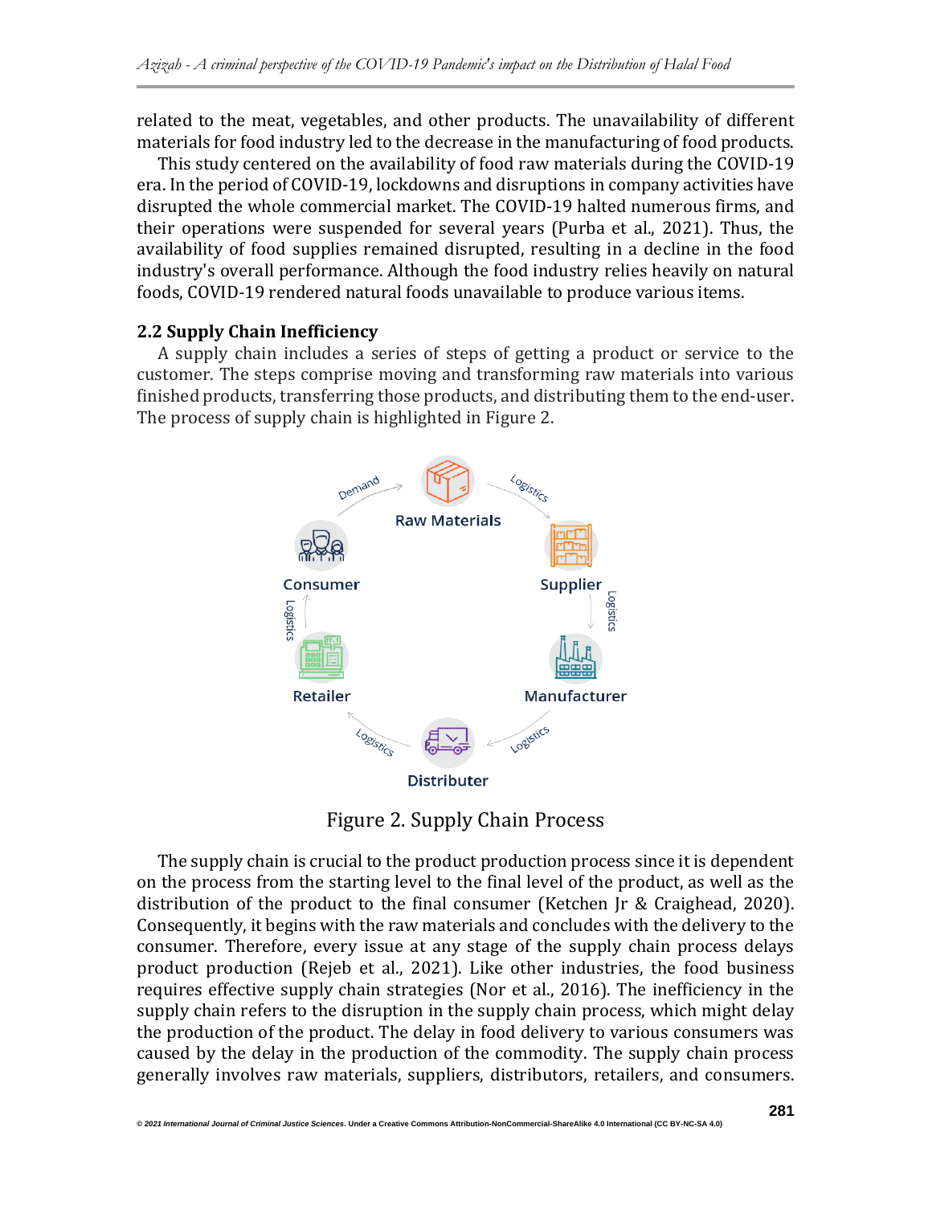related to the meat, vegetables, and other products. The unavailability of different materials for food industry led to the decrease in the manufacturing of food products.

This study centered on the availability of food raw materials during the COVID-19 era. In the period of COVID-19, lockdowns and disruptions in company activities have disrupted the whole commercial market. The COVID-19 halted numerous firms, and their operations were suspended for several years (Purba et al., 2021). Thus, the availability of food supplies remained disrupted, resulting in a decline in the food industry's overall performance. Although the food industry relies heavily on natural foods, COVID-19 rendered natural foods unavailable to produce various items.

### 2.2 Supply Chain Inefficiency

A supply chain includes a series of steps of getting a product or service to the customer. The steps comprise moving and transforming raw materials into various finished products, transferring those products, and distributing them to the end-user. The process of supply chain is highlighted in Figure 2.

Figure 2. Supply Chain Process

The supply chain is crucial to the product production process since it is dependent on the process from the starting level to the final level of the product, as well as the distribution of the product to the final consumer (Ketchen Jr & Craighead, 2020). Consequently, it begins with the raw materials and concludes with the delivery to the consumer. Therefore, every issue at any stage of the supply chain process delays product production (Rejeb et al., 2021). Like other industries, the food business requires effective supply chain strategies (Nor et al., 2016). The inefficiency in the supply chain refers to the disruption in the supply chain process, which might delay the production of the product. The delay in food delivery to various consumers was caused by the delay in the production of the commodity. The supply chain process generally involves raw materials, suppliers, distributors, retailers, and consumers.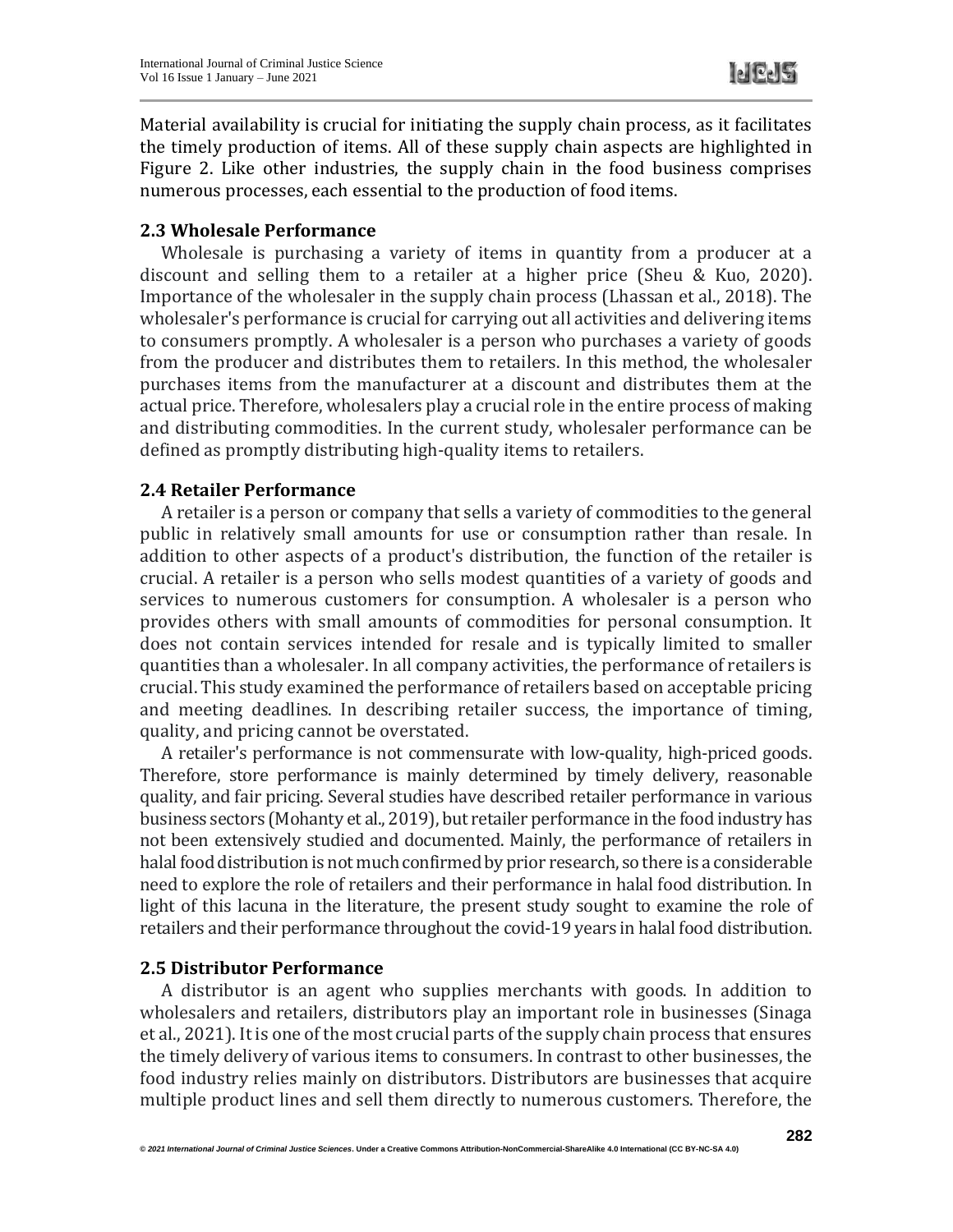Material availability is crucial for initiating the supply chain process, as it facilitates the timely production of items. All of these supply chain aspects are highlighted in Figure 2. Like other industries, the supply chain in the food business comprises numerous processes, each essential to the production of food items.

### 2.3 Wholesale Performance

Wholesale is purchasing a variety of items in quantity from a producer at a discount and selling them to a retailer at a higher price (Sheu & Kuo, 2020). Importance of the wholesaler in the supply chain process (Lhassan et al., 2018). The wholesaler's performance is crucial for carrying out all activities and delivering items to consumers promptly. A wholesaler is a person who purchases a variety of goods from the producer and distributes them to retailers. In this method, the wholesaler purchases items from the manufacturer at a discount and distributes them at the actual price. Therefore, wholesalers play a crucial role in the entire process of making and distributing commodities. In the current study, wholesaler performance can be defined as promptly distributing high-quality items to retailers.

### 2.4 Retailer Performance

A retailer is a person or company that sells a variety of commodities to the general public in relatively small amounts for use or consumption rather than resale. In addition to other aspects of a product's distribution, the function of the retailer is crucial. A retailer is a person who sells modest quantities of a variety of goods and services to numerous customers for consumption. A wholesaler is a person who provides others with small amounts of commodities for personal consumption. It does not contain services intended for resale and is typically limited to smaller quantities than a wholesaler. In all company activities, the performance of retailers is crucial. This study examined the performance of retailers based on acceptable pricing and meeting deadlines. In describing retailer success, the importance of timing, quality, and pricing cannot be overstated.

A retailer's performance is not commensurate with low-quality, high-priced goods. Therefore, store performance is mainly determined by timely delivery, reasonable quality, and fair pricing. Several studies have described retailer performance in various business sectors (Mohanty et al., 2019), but retailer performance in the food industry has not been extensively studied and documented. Mainly, the performance of retailers in halal food distribution is not much confirmed by prior research, so there is a considerable need to explore the role of retailers and their performance in halal food distribution. In light of this lacuna in the literature, the present study sought to examine the role of retailers and their performance throughout the covid-19 years in halal food distribution.

### 2.5 Distributor Performance

A distributor is an agent who supplies merchants with goods. In addition to wholesalers and retailers, distributors play an important role in businesses (Sinaga et al., 2021). It is one of the most crucial parts of the supply chain process that ensures the timely delivery of various items to consumers. In contrast to other businesses, the food industry relies mainly on distributors. Distributors are businesses that acquire multiple product lines and sell them directly to numerous customers. Therefore, the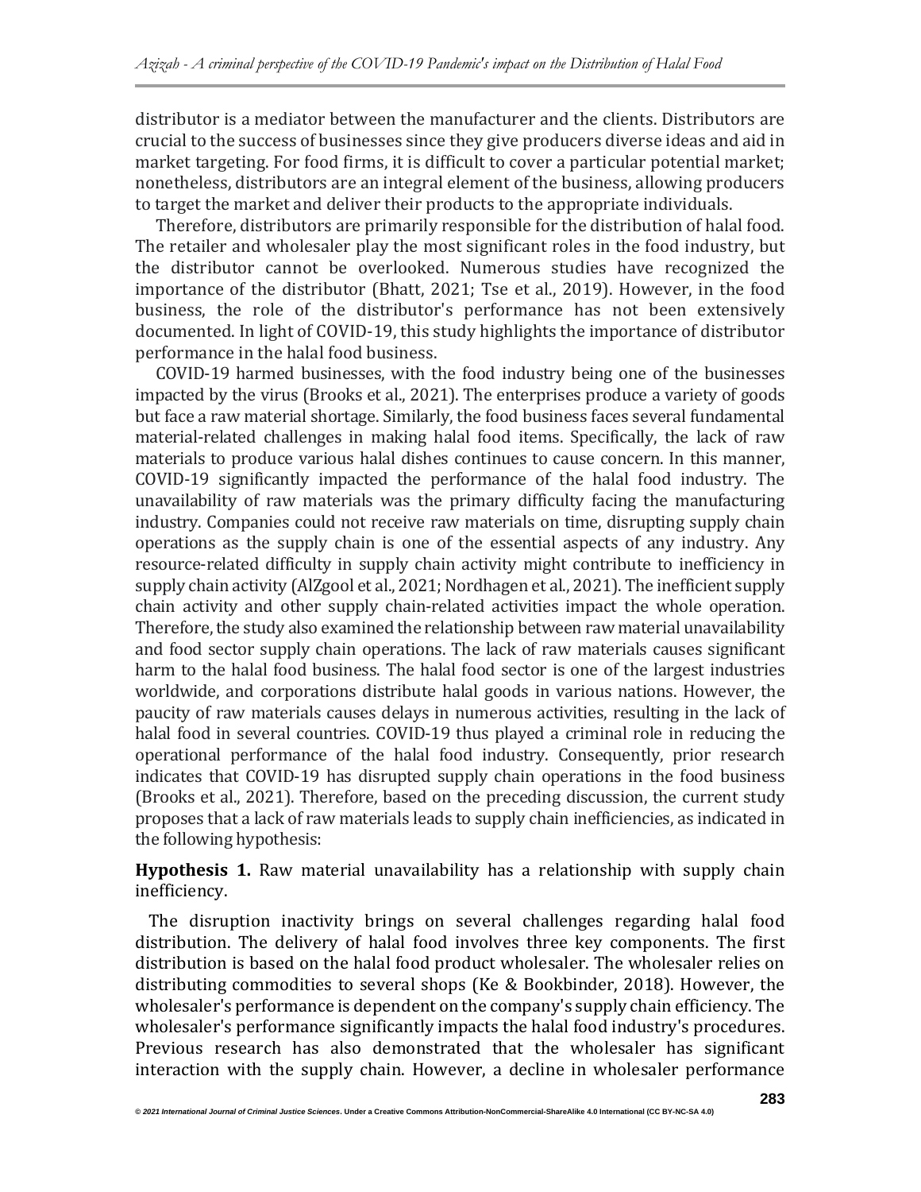distributor is a mediator between the manufacturer and the clients. Distributors are crucial to the success of businesses since they give producers diverse ideas and aid in market targeting. For food firms, it is difficult to cover a particular potential market; nonetheless, distributors are an integral element of the business, allowing producers to target the market and deliver their products to the appropriate individuals.

Therefore, distributors are primarily responsible for the distribution of halal food. The retailer and wholesaler play the most significant roles in the food industry, but the distributor cannot be overlooked. Numerous studies have recognized the importance of the distributor (Bhatt, 2021; Tse et al., 2019). However, in the food business, the role of the distributor's performance has not been extensively documented. In light of COVID-19, this study highlights the importance of distributor performance in the halal food business.

COVID-19 harmed businesses, with the food industry being one of the businesses impacted by the virus (Brooks et al., 2021). The enterprises produce a variety of goods but face a raw material shortage. Similarly, the food business faces several fundamental material-related challenges in making halal food items. Specifically, the lack of raw materials to produce various halal dishes continues to cause concern. In this manner, COVID-19 significantly impacted the performance of the halal food industry. The unavailability of raw materials was the primary difficulty facing the manufacturing industry. Companies could not receive raw materials on time, disrupting supply chain operations as the supply chain is one of the essential aspects of any industry. Any resource-related difficulty in supply chain activity might contribute to inefficiency in supply chain activity (AlZgool et al., 2021; Nordhagen et al., 2021). The inefficient supply chain activity and other supply chain-related activities impact the whole operation. Therefore, the study also examined the relationship between raw material unavailability and food sector supply chain operations. The lack of raw materials causes significant harm to the halal food business. The halal food sector is one of the largest industries worldwide, and corporations distribute halal goods in various nations. However, the paucity of raw materials causes delays in numerous activities, resulting in the lack of halal food in several countries. COVID-19 thus played a criminal role in reducing the operational performance of the halal food industry. Consequently, prior research indicates that COVID-19 has disrupted supply chain operations in the food business (Brooks et al., 2021). Therefore, based on the preceding discussion, the current study proposes that a lack of raw materials leads to supply chain inefficiencies, as indicated in the following hypothesis:

**Hypothesis 1.** Raw material unavailability has a relationship with supply chain inefficiency.

The disruption inactivity brings on several challenges regarding halal food distribution. The delivery of halal food involves three key components. The first distribution is based on the halal food product wholesaler. The wholesaler relies on distributing commodities to several shops (Ke & Bookbinder, 2018). However, the wholesaler's performance is dependent on the company's supply chain efficiency. The wholesaler's performance significantly impacts the halal food industry's procedures. Previous research has also demonstrated that the wholesaler has significant interaction with the supply chain. However, a decline in wholesaler performance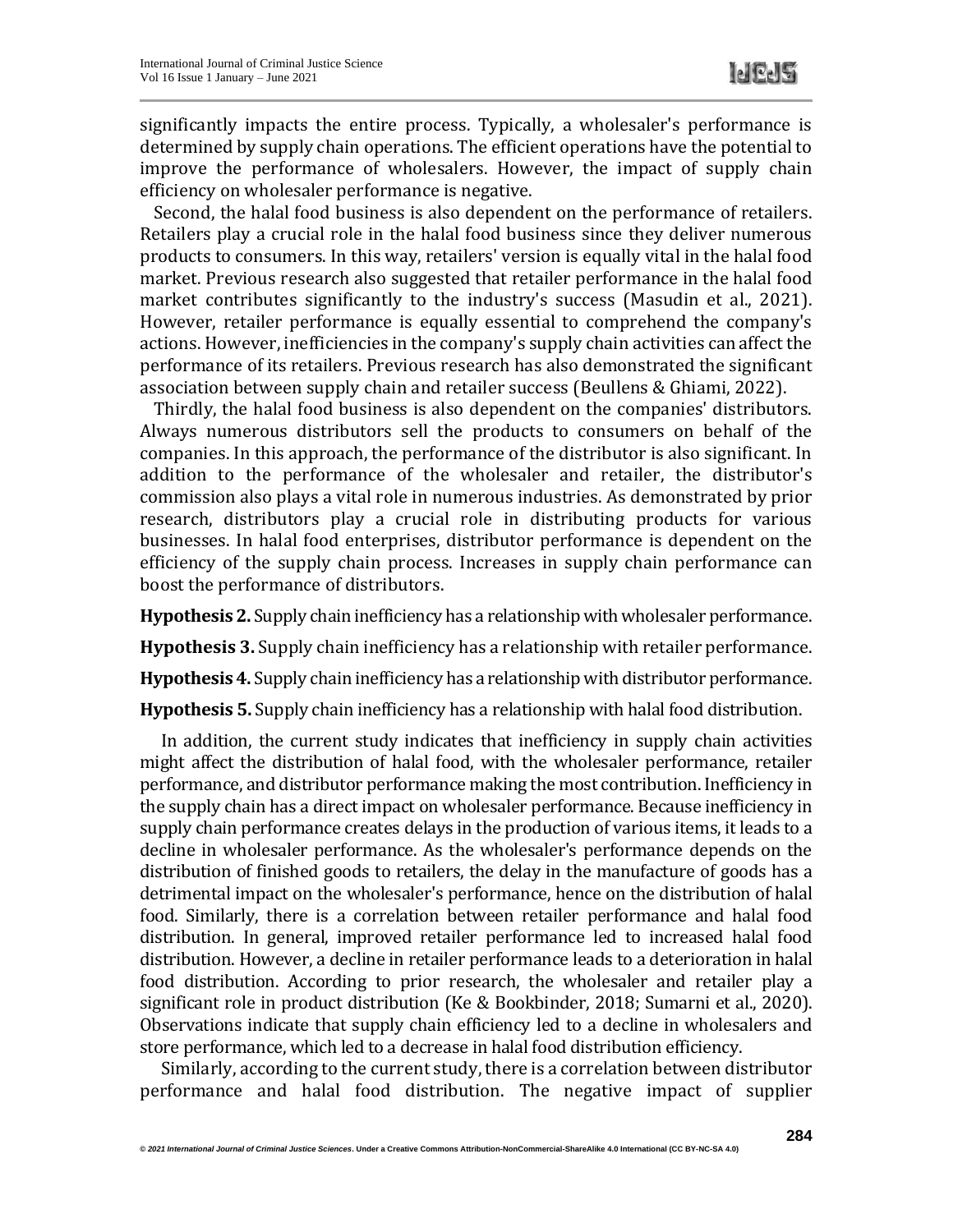significantly impacts the entire process. Typically, a wholesaler's performance is determined by supply chain operations. The efficient operations have the potential to improve the performance of wholesalers. However, the impact of supply chain efficiency on wholesaler performance is negative.

Second, the halal food business is also dependent on the performance of retailers. Retailers play a crucial role in the halal food business since they deliver numerous products to consumers. In this way, retailers' version is equally vital in the halal food market. Previous research also suggested that retailer performance in the halal food market contributes significantly to the industry's success (Masudin et al., 2021). However, retailer performance is equally essential to comprehend the company's actions. However, inefficiencies in the company's supply chain activities can affect the performance of its retailers. Previous research has also demonstrated the significant association between supply chain and retailer success (Beullens & Ghiami, 2022).

Thirdly, the halal food business is also dependent on the companies' distributors. Always numerous distributors sell the products to consumers on behalf of the companies. In this approach, the performance of the distributor is also significant. In addition to the performance of the wholesaler and retailer, the distributor's commission also plays a vital role in numerous industries. As demonstrated by prior research, distributors play a crucial role in distributing products for various businesses. In halal food enterprises, distributor performance is dependent on the efficiency of the supply chain process. Increases in supply chain performance can boost the performance of distributors.

**Hypothesis 2.** Supply chain inefficiency has a relationship with wholesaler performance.

**Hypothesis 3.** Supply chain inefficiency has a relationship with retailer performance.

**Hypothesis 4.** Supply chain inefficiency has a relationship with distributor performance.

**Hypothesis 5.** Supply chain inefficiency has a relationship with halal food distribution.

In addition, the current study indicates that inefficiency in supply chain activities might affect the distribution of halal food, with the wholesaler performance, retailer performance, and distributor performance making the most contribution. Inefficiency in the supply chain has a direct impact on wholesaler performance. Because inefficiency in supply chain performance creates delays in the production of various items, it leads to a decline in wholesaler performance. As the wholesaler's performance depends on the distribution of finished goods to retailers, the delay in the manufacture of goods has a detrimental impact on the wholesaler's performance, hence on the distribution of halal food. Similarly, there is a correlation between retailer performance and halal food distribution. In general, improved retailer performance led to increased halal food distribution. However, a decline in retailer performance leads to a deterioration in halal food distribution. According to prior research, the wholesaler and retailer play a significant role in product distribution (Ke & Bookbinder, 2018; Sumarni et al., 2020). Observations indicate that supply chain efficiency led to a decline in wholesalers and store performance, which led to a decrease in halal food distribution efficiency.

Similarly, according to the current study, there is a correlation between distributor performance and halal food distribution. The negative impact of supplier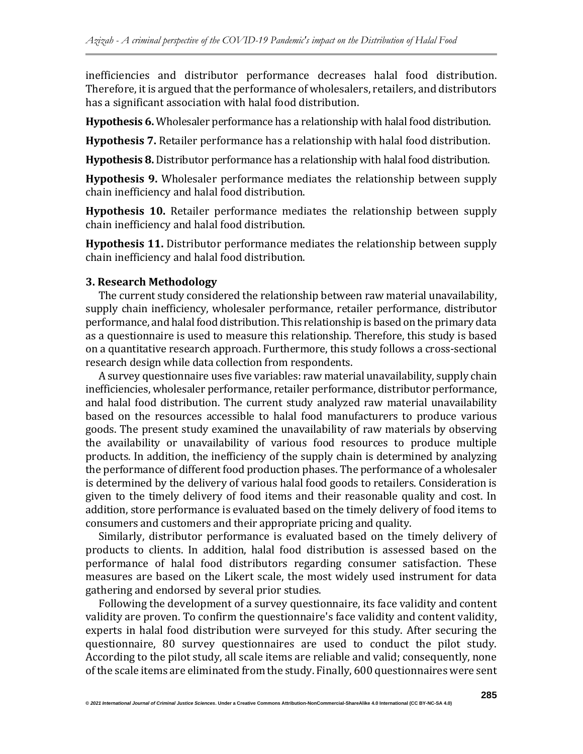inefficiencies and distributor performance decreases halal food distribution. Therefore, it is argued that the performance of wholesalers, retailers, and distributors has a significant association with halal food distribution.

**Hypothesis 6.** Wholesaler performance has a relationship with halal food distribution.

**Hypothesis 7.** Retailer performance has a relationship with halal food distribution.

**Hypothesis 8.** Distributor performance has a relationship with halal food distribution.

**Hypothesis 9.** Wholesaler performance mediates the relationship between supply chain inefficiency and halal food distribution.

**Hypothesis 10.** Retailer performance mediates the relationship between supply chain inefficiency and halal food distribution.

**Hypothesis 11.** Distributor performance mediates the relationship between supply chain inefficiency and halal food distribution.

### 3. Research Methodology

The current study considered the relationship between raw material unavailability, supply chain inefficiency, wholesaler performance, retailer performance, distributor performance, and halal food distribution. This relationship is based on the primary data as a questionnaire is used to measure this relationship. Therefore, this study is based on a quantitative research approach. Furthermore, this study follows a cross-sectional research design while data collection from respondents.

A survey questionnaire uses five variables: raw material unavailability, supply chain inefficiencies, wholesaler performance, retailer performance, distributor performance, and halal food distribution. The current study analyzed raw material unavailability based on the resources accessible to halal food manufacturers to produce various goods. The present study examined the unavailability of raw materials by observing the availability or unavailability of various food resources to produce multiple products. In addition, the inefficiency of the supply chain is determined by analyzing the performance of different food production phases. The performance of a wholesaler is determined by the delivery of various halal food goods to retailers. Consideration is given to the timely delivery of food items and their reasonable quality and cost. In addition, store performance is evaluated based on the timely delivery of food items to consumers and customers and their appropriate pricing and quality.

Similarly, distributor performance is evaluated based on the timely delivery of products to clients. In addition, halal food distribution is assessed based on the performance of halal food distributors regarding consumer satisfaction. These measures are based on the Likert scale, the most widely used instrument for data gathering and endorsed by several prior studies.

Following the development of a survey questionnaire, its face validity and content validity are proven. To confirm the questionnaire's face validity and content validity, experts in halal food distribution were surveyed for this study. After securing the questionnaire, 80 survey questionnaires are used to conduct the pilot study. According to the pilot study, all scale items are reliable and valid; consequently, none of the scale items are eliminated from the study. Finally, 600 questionnaires were sent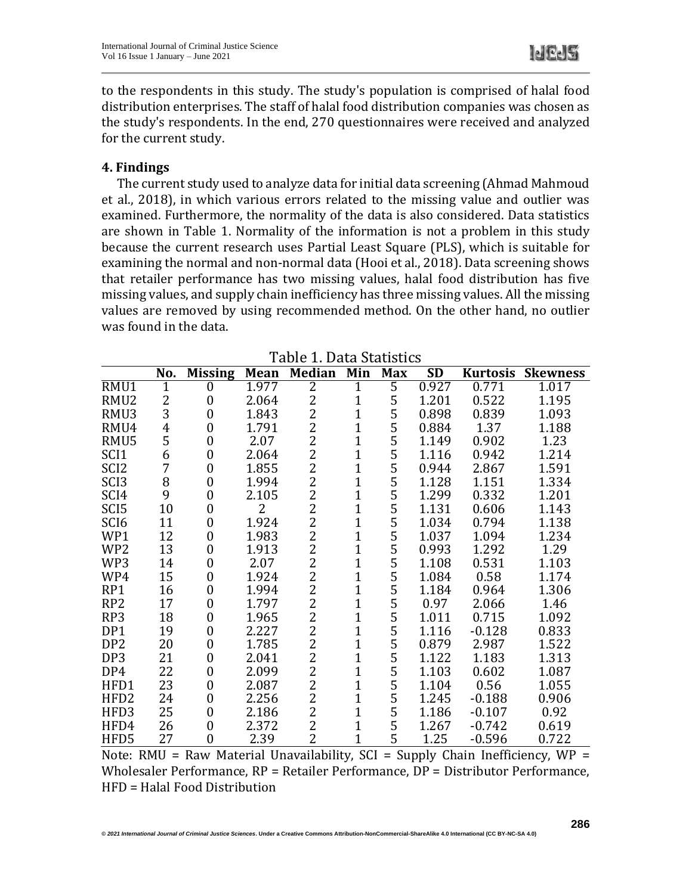to the respondents in this study. The study's population is comprised of halal food distribution enterprises. The staff of halal food distribution companies was chosen as the study's respondents. In the end, 270 questionnaires were received and analyzed for the current study.

## 4. Findings

The current study used to analyze data for initial data screening (Ahmad Mahmoud et al., 2018), in which various errors related to the missing value and outlier was examined. Furthermore, the normality of the data is also considered. Data statistics are shown in Table 1. Normality of the information is not a problem in this study because the current research uses Partial Least Square (PLS), which is suitable for examining the normal and non-normal data (Hooi et al., 2018). Data screening shows that retailer performance has two missing values, halal food distribution has five missing values, and supply chain inefficiency has three missing values. All the missing values are removed by using recommended method. On the other hand, no outlier was found in the data.

Table 1. Data Statistics

| | No. | Missing | Mean | Median | Min | Max | SD | Kurtosis | Skewness |
|---|---|---|---|---|---|---|---|---|---|
| RMU1 | 1 | 0 | 1.977 | 2 | 1 | 5 | 0.927 | 0.771 | 1.017 |
| RMU2 | 2 | 0 | 2.064 | 2 | 1 | 5 | 1.201 | 0.522 | 1.195 |
| RMU3 | 3 | 0 | 1.843 | 2 | 1 | 5 | 0.898 | 0.839 | 1.093 |
| RMU4 | 4 | 0 | 1.791 | 2 | 1 | 5 | 0.884 | 1.37 | 1.188 |
| RMU5 | 5 | 0 | 2.07 | 2 | 1 | 5 | 1.149 | 0.902 | 1.23 |
| SCI1 | 6 | 0 | 2.064 | 2 | 1 | 5 | 1.116 | 0.942 | 1.214 |
| SCI2 | 7 | 0 | 1.855 | 2 | 1 | 5 | 0.944 | 2.867 | 1.591 |
| SCI3 | 8 | 0 | 1.994 | 2 | 1 | 5 | 1.128 | 1.151 | 1.334 |
| SCI4 | 9 | 0 | 2.105 | 2 | 1 | 5 | 1.299 | 0.332 | 1.201 |
| SCI5 | 10 | 0 | 2 | 2 | 1 | 5 | 1.131 | 0.606 | 1.143 |
| SCI6 | 11 | 0 | 1.924 | 2 | 1 | 5 | 1.034 | 0.794 | 1.138 |
| WP1 | 12 | 0 | 1.983 | 2 | 1 | 5 | 1.037 | 1.094 | 1.234 |
| WP2 | 13 | 0 | 1.913 | 2 | 1 | 5 | 0.993 | 1.292 | 1.29 |
| WP3 | 14 | 0 | 2.07 | 2 | 1 | 5 | 1.108 | 0.531 | 1.103 |
| WP4 | 15 | 0 | 1.924 | 2 | 1 | 5 | 1.084 | 0.58 | 1.174 |
| RP1 | 16 | 0 | 1.994 | 2 | 1 | 5 | 1.184 | 0.964 | 1.306 |
| RP2 | 17 | 0 | 1.797 | 2 | 1 | 5 | 0.97 | 2.066 | 1.46 |
| RP3 | 18 | 0 | 1.965 | 2 | 1 | 5 | 1.011 | 0.715 | 1.092 |
| DP1 | 19 | 0 | 2.227 | 2 | 1 | 5 | 1.116 | -0.128 | 0.833 |
| DP2 | 20 | 0 | 1.785 | 2 | 1 | 5 | 0.879 | 2.987 | 1.522 |
| DP3 | 21 | 0 | 2.041 | 2 | 1 | 5 | 1.122 | 1.183 | 1.313 |
| DP4 | 22 | 0 | 2.099 | 2 | 1 | 5 | 1.103 | 0.602 | 1.087 |
| HFD1 | 23 | 0 | 2.087 | 2 | 1 | 5 | 1.104 | 0.56 | 1.055 |
| HFD2 | 24 | 0 | 2.256 | 2 | 1 | 5 | 1.245 | -0.188 | 0.906 |
| HFD3 | 25 | 0 | 2.186 | 2 | 1 | 5 | 1.186 | -0.107 | 0.92 |
| HFD4 | 26 | 0 | 2.372 | 2 | 1 | 5 | 1.267 | -0.742 | 0.619 |
| HFD5 | 27 | 0 | 2.39 | 2 | 1 | 5 | 1.25 | -0.596 | 0.722 |

Note: RMU = Raw Material Unavailability, SCI = Supply Chain Inefficiency, WP = Wholesaler Performance, RP = Retailer Performance, DP = Distributor Performance, HFD = Halal Food Distribution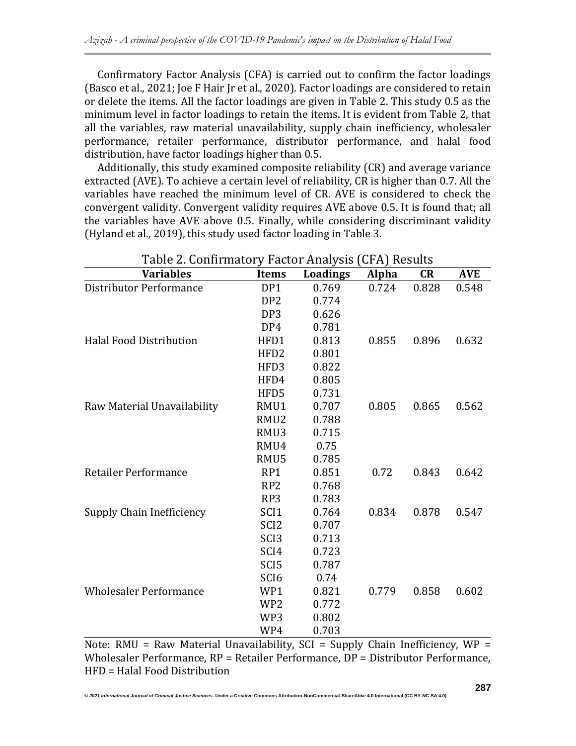Confirmatory Factor Analysis (CFA) is carried out to confirm the factor loadings (Basco et al., 2021; Joe F Hair Jr et al., 2020). Factor loadings are considered to retain or delete the items. All the factor loadings are given in Table 2. This study 0.5 as the minimum level in factor loadings to retain the items. It is evident from Table 2, that all the variables, raw material unavailability, supply chain inefficiency, wholesaler performance, retailer performance, distributor performance, and halal food distribution, have factor loadings higher than 0.5.

Additionally, this study examined composite reliability (CR) and average variance extracted (AVE). To achieve a certain level of reliability, CR is higher than 0.7. All the variables have reached the minimum level of CR. AVE is considered to check the convergent validity. Convergent validity requires AVE above 0.5. It is found that; all the variables have AVE above 0.5. Finally, while considering discriminant validity (Hyland et al., 2019), this study used factor loading in Table 3.

Table 2. Confirmatory Factor Analysis (CFA) Results

| Variables | Items | Loadings | Alpha | CR | AVE |
|---|---|---|---|---|---|
| Distributor Performance | DP1 | 0.769 | 0.724 | 0.828 | 0.548 |
| | DP2 | 0.774 | | | |
| | DP3 | 0.626 | | | |
| | DP4 | 0.781 | | | |
| Halal Food Distribution | HFD1 | 0.813 | 0.855 | 0.896 | 0.632 |
| | HFD2 | 0.801 | | | |
| | HFD3 | 0.822 | | | |
| | HFD4 | 0.805 | | | |
| | HFD5 | 0.731 | | | |
| Raw Material Unavailability | RMU1 | 0.707 | 0.805 | 0.865 | 0.562 |
| | RMU2 | 0.788 | | | |
| | RMU3 | 0.715 | | | |
| | RMU4 | 0.75 | | | |
| | RMU5 | 0.785 | | | |
| Retailer Performance | RP1 | 0.851 | 0.72 | 0.843 | 0.642 |
| | RP2 | 0.768 | | | |
| | RP3 | 0.783 | | | |
| Supply Chain Inefficiency | SCI1 | 0.764 | 0.834 | 0.878 | 0.547 |
| | SCI2 | 0.707 | | | |
| | SCI3 | 0.713 | | | |
| | SCI4 | 0.723 | | | |
| | SCI5 | 0.787 | | | |
| | SCI6 | 0.74 | | | |
| Wholesaler Performance | WP1 | 0.821 | 0.779 | 0.858 | 0.602 |
| | WP2 | 0.772 | | | |
| | WP3 | 0.802 | | | |
| | WP4 | 0.703 | | | |

Note: RMU = Raw Material Unavailability, SCI = Supply Chain Inefficiency, WP = Wholesaler Performance, RP = Retailer Performance, DP = Distributor Performance, HFD = Halal Food Distribution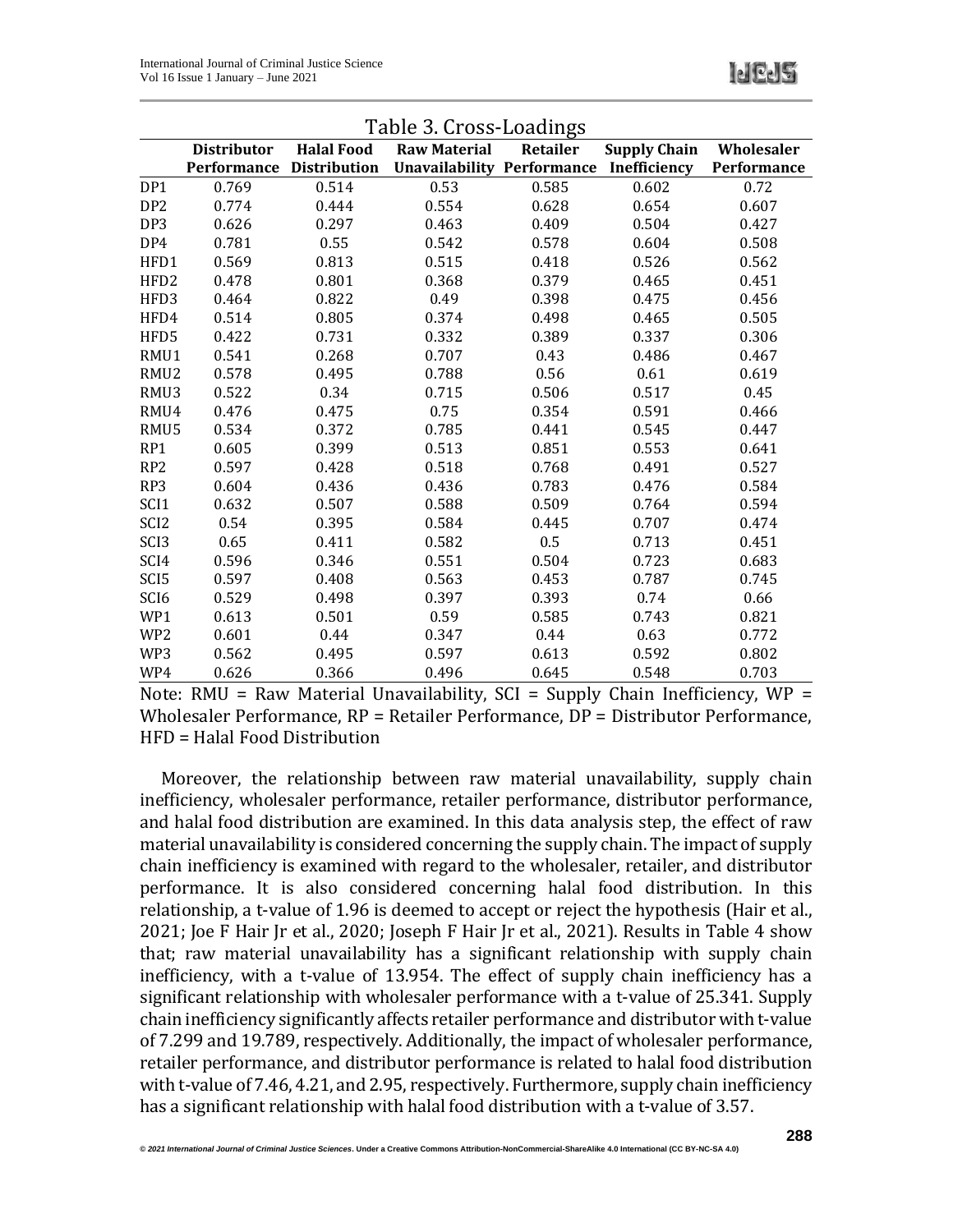Table 3. Cross-Loadings

| | Distributor Performance | Halal Food Distribution | Raw Material Unavailability | Retailer Performance | Supply Chain Inefficiency | Wholesaler Performance |
|---|---|---|---|---|---|---|
| DP1 | 0.769 | 0.514 | 0.53 | 0.585 | 0.602 | 0.72 |
| DP2 | 0.774 | 0.444 | 0.554 | 0.628 | 0.654 | 0.607 |
| DP3 | 0.626 | 0.297 | 0.463 | 0.409 | 0.504 | 0.427 |
| DP4 | 0.781 | 0.55 | 0.542 | 0.578 | 0.604 | 0.508 |
| HFD1 | 0.569 | 0.813 | 0.515 | 0.418 | 0.526 | 0.562 |
| HFD2 | 0.478 | 0.801 | 0.368 | 0.379 | 0.465 | 0.451 |
| HFD3 | 0.464 | 0.822 | 0.49 | 0.398 | 0.475 | 0.456 |
| HFD4 | 0.514 | 0.805 | 0.374 | 0.498 | 0.465 | 0.505 |
| HFD5 | 0.422 | 0.731 | 0.332 | 0.389 | 0.337 | 0.306 |
| RMU1 | 0.541 | 0.268 | 0.707 | 0.43 | 0.486 | 0.467 |
| RMU2 | 0.578 | 0.495 | 0.788 | 0.56 | 0.61 | 0.619 |
| RMU3 | 0.522 | 0.34 | 0.715 | 0.506 | 0.517 | 0.45 |
| RMU4 | 0.476 | 0.475 | 0.75 | 0.354 | 0.591 | 0.466 |
| RMU5 | 0.534 | 0.372 | 0.785 | 0.441 | 0.545 | 0.447 |
| RP1 | 0.605 | 0.399 | 0.513 | 0.851 | 0.553 | 0.641 |
| RP2 | 0.597 | 0.428 | 0.518 | 0.768 | 0.491 | 0.527 |
| RP3 | 0.604 | 0.436 | 0.436 | 0.783 | 0.476 | 0.584 |
| SCI1 | 0.632 | 0.507 | 0.588 | 0.509 | 0.764 | 0.594 |
| SCI2 | 0.54 | 0.395 | 0.584 | 0.445 | 0.707 | 0.474 |
| SCI3 | 0.65 | 0.411 | 0.582 | 0.5 | 0.713 | 0.451 |
| SCI4 | 0.596 | 0.346 | 0.551 | 0.504 | 0.723 | 0.683 |
| SCI5 | 0.597 | 0.408 | 0.563 | 0.453 | 0.787 | 0.745 |
| SCI6 | 0.529 | 0.498 | 0.397 | 0.393 | 0.74 | 0.66 |
| WP1 | 0.613 | 0.501 | 0.59 | 0.585 | 0.743 | 0.821 |
| WP2 | 0.601 | 0.44 | 0.347 | 0.44 | 0.63 | 0.772 |
| WP3 | 0.562 | 0.495 | 0.597 | 0.613 | 0.592 | 0.802 |
| WP4 | 0.626 | 0.366 | 0.496 | 0.645 | 0.548 | 0.703 |

Note: RMU = Raw Material Unavailability, SCI = Supply Chain Inefficiency, WP = Wholesaler Performance, RP = Retailer Performance, DP = Distributor Performance, HFD = Halal Food Distribution

Moreover, the relationship between raw material unavailability, supply chain inefficiency, wholesaler performance, retailer performance, distributor performance, and halal food distribution are examined. In this data analysis step, the effect of raw material unavailability is considered concerning the supply chain. The impact of supply chain inefficiency is examined with regard to the wholesaler, retailer, and distributor performance. It is also considered concerning halal food distribution. In this relationship, a t-value of 1.96 is deemed to accept or reject the hypothesis (Hair et al., 2021; Joe F Hair Jr et al., 2020; Joseph F Hair Jr et al., 2021). Results in Table 4 show that; raw material unavailability has a significant relationship with supply chain inefficiency, with a t-value of 13.954. The effect of supply chain inefficiency has a significant relationship with wholesaler performance with a t-value of 25.341. Supply chain inefficiency significantly affects retailer performance and distributor with t-value of 7.299 and 19.789, respectively. Additionally, the impact of wholesaler performance, retailer performance, and distributor performance is related to halal food distribution with t-value of 7.46, 4.21, and 2.95, respectively. Furthermore, supply chain inefficiency has a significant relationship with halal food distribution with a t-value of 3.57.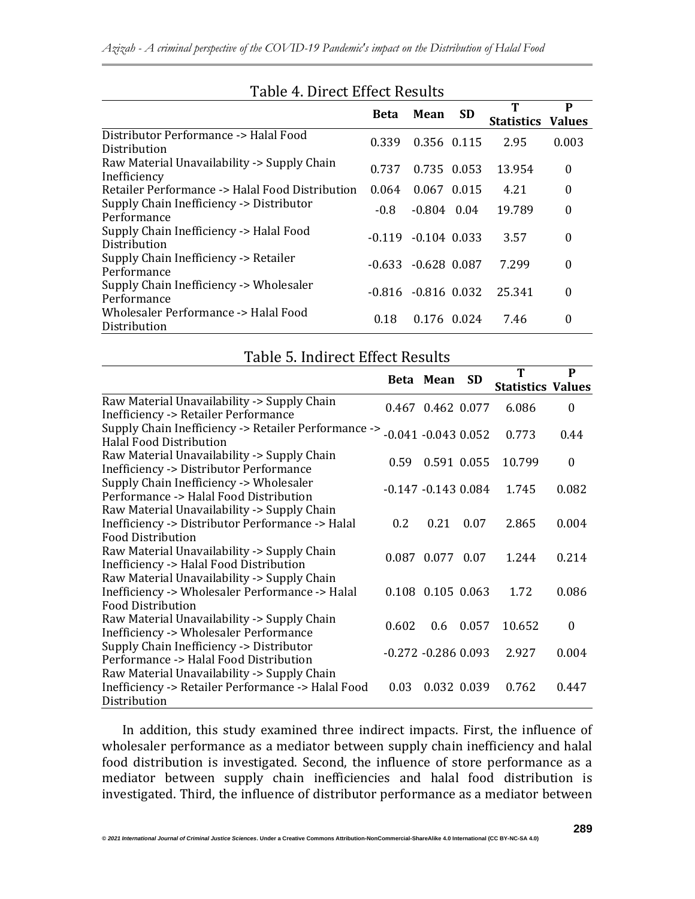Table 4. Direct Effect Results

| | Beta | Mean | SD | T Statistics | P Values |
|---|---|---|---|---|---|
| Distributor Performance -> Halal Food Distribution | 0.339 | 0.356 | 0.115 | 2.95 | 0.003 |
| Raw Material Unavailability -> Supply Chain Inefficiency | 0.737 | 0.735 | 0.053 | 13.954 | 0 |
| Retailer Performance -> Halal Food Distribution | 0.064 | 0.067 | 0.015 | 4.21 | 0 |
| Supply Chain Inefficiency -> Distributor Performance | -0.8 | -0.804 | 0.04 | 19.789 | 0 |
| Supply Chain Inefficiency -> Halal Food Distribution | -0.119 | -0.104 | 0.033 | 3.57 | 0 |
| Supply Chain Inefficiency -> Retailer Performance | -0.633 | -0.628 | 0.087 | 7.299 | 0 |
| Supply Chain Inefficiency -> Wholesaler Performance | -0.816 | -0.816 | 0.032 | 25.341 | 0 |
| Wholesaler Performance -> Halal Food Distribution | 0.18 | 0.176 | 0.024 | 7.46 | 0 |

Table 5. Indirect Effect Results

| | Beta | Mean | SD | T Statistics | P Values |
|---|---|---|---|---|---|
| Raw Material Unavailability -> Supply Chain Inefficiency -> Retailer Performance | 0.467 | 0.462 | 0.077 | 6.086 | 0 |
| Supply Chain Inefficiency -> Retailer Performance -> Halal Food Distribution | -0.041 | -0.043 | 0.052 | 0.773 | 0.44 |
| Raw Material Unavailability -> Supply Chain Inefficiency -> Distributor Performance | 0.59 | 0.591 | 0.055 | 10.799 | 0 |
| Supply Chain Inefficiency -> Wholesaler Performance -> Halal Food Distribution | -0.147 | -0.143 | 0.084 | 1.745 | 0.082 |
| Raw Material Unavailability -> Supply Chain Inefficiency -> Distributor Performance -> Halal Food Distribution | 0.2 | 0.21 | 0.07 | 2.865 | 0.004 |
| Raw Material Unavailability -> Supply Chain Inefficiency -> Halal Food Distribution | 0.087 | 0.077 | 0.07 | 1.244 | 0.214 |
| Raw Material Unavailability -> Supply Chain Inefficiency -> Wholesaler Performance -> Halal Food Distribution | 0.108 | 0.105 | 0.063 | 1.72 | 0.086 |
| Raw Material Unavailability -> Supply Chain Inefficiency -> Wholesaler Performance | 0.602 | 0.6 | 0.057 | 10.652 | 0 |
| Supply Chain Inefficiency -> Distributor Performance -> Halal Food Distribution | -0.272 | -0.286 | 0.093 | 2.927 | 0.004 |
| Raw Material Unavailability -> Supply Chain Inefficiency -> Retailer Performance -> Halal Food Distribution | 0.03 | 0.032 | 0.039 | 0.762 | 0.447 |

In addition, this study examined three indirect impacts. First, the influence of wholesaler performance as a mediator between supply chain inefficiency and halal food distribution is investigated. Second, the influence of store performance as a mediator between supply chain inefficiencies and halal food distribution is investigated. Third, the influence of distributor performance as a mediator between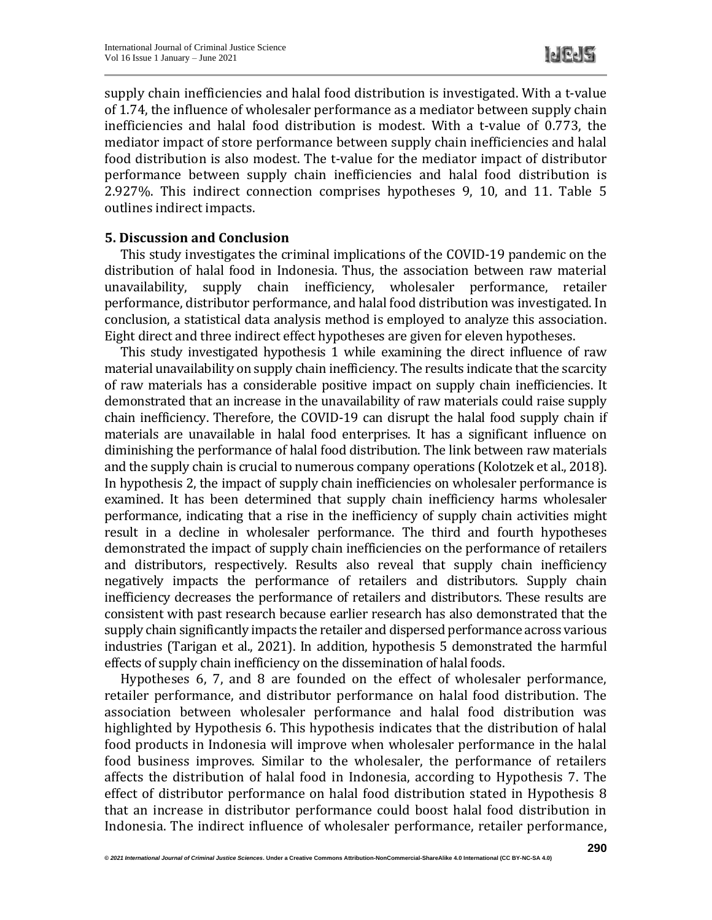supply chain inefficiencies and halal food distribution is investigated. With a t-value of 1.74, the influence of wholesaler performance as a mediator between supply chain inefficiencies and halal food distribution is modest. With a t-value of 0.773, the mediator impact of store performance between supply chain inefficiencies and halal food distribution is also modest. The t-value for the mediator impact of distributor performance between supply chain inefficiencies and halal food distribution is 2.927%. This indirect connection comprises hypotheses 9, 10, and 11. Table 5 outlines indirect impacts.

## 5. Discussion and Conclusion

This study investigates the criminal implications of the COVID-19 pandemic on the distribution of halal food in Indonesia. Thus, the association between raw material unavailability, supply chain inefficiency, wholesaler performance, retailer performance, distributor performance, and halal food distribution was investigated. In conclusion, a statistical data analysis method is employed to analyze this association. Eight direct and three indirect effect hypotheses are given for eleven hypotheses.

This study investigated hypothesis 1 while examining the direct influence of raw material unavailability on supply chain inefficiency. The results indicate that the scarcity of raw materials has a considerable positive impact on supply chain inefficiencies. It demonstrated that an increase in the unavailability of raw materials could raise supply chain inefficiency. Therefore, the COVID-19 can disrupt the halal food supply chain if materials are unavailable in halal food enterprises. It has a significant influence on diminishing the performance of halal food distribution. The link between raw materials and the supply chain is crucial to numerous company operations (Kolotzek et al., 2018). In hypothesis 2, the impact of supply chain inefficiencies on wholesaler performance is examined. It has been determined that supply chain inefficiency harms wholesaler performance, indicating that a rise in the inefficiency of supply chain activities might result in a decline in wholesaler performance. The third and fourth hypotheses demonstrated the impact of supply chain inefficiencies on the performance of retailers and distributors, respectively. Results also reveal that supply chain inefficiency negatively impacts the performance of retailers and distributors. Supply chain inefficiency decreases the performance of retailers and distributors. These results are consistent with past research because earlier research has also demonstrated that the supply chain significantly impacts the retailer and dispersed performance across various industries (Tarigan et al., 2021). In addition, hypothesis 5 demonstrated the harmful effects of supply chain inefficiency on the dissemination of halal foods.

Hypotheses 6, 7, and 8 are founded on the effect of wholesaler performance, retailer performance, and distributor performance on halal food distribution. The association between wholesaler performance and halal food distribution was highlighted by Hypothesis 6. This hypothesis indicates that the distribution of halal food products in Indonesia will improve when wholesaler performance in the halal food business improves. Similar to the wholesaler, the performance of retailers affects the distribution of halal food in Indonesia, according to Hypothesis 7. The effect of distributor performance on halal food distribution stated in Hypothesis 8 that an increase in distributor performance could boost halal food distribution in Indonesia. The indirect influence of wholesaler performance, retailer performance,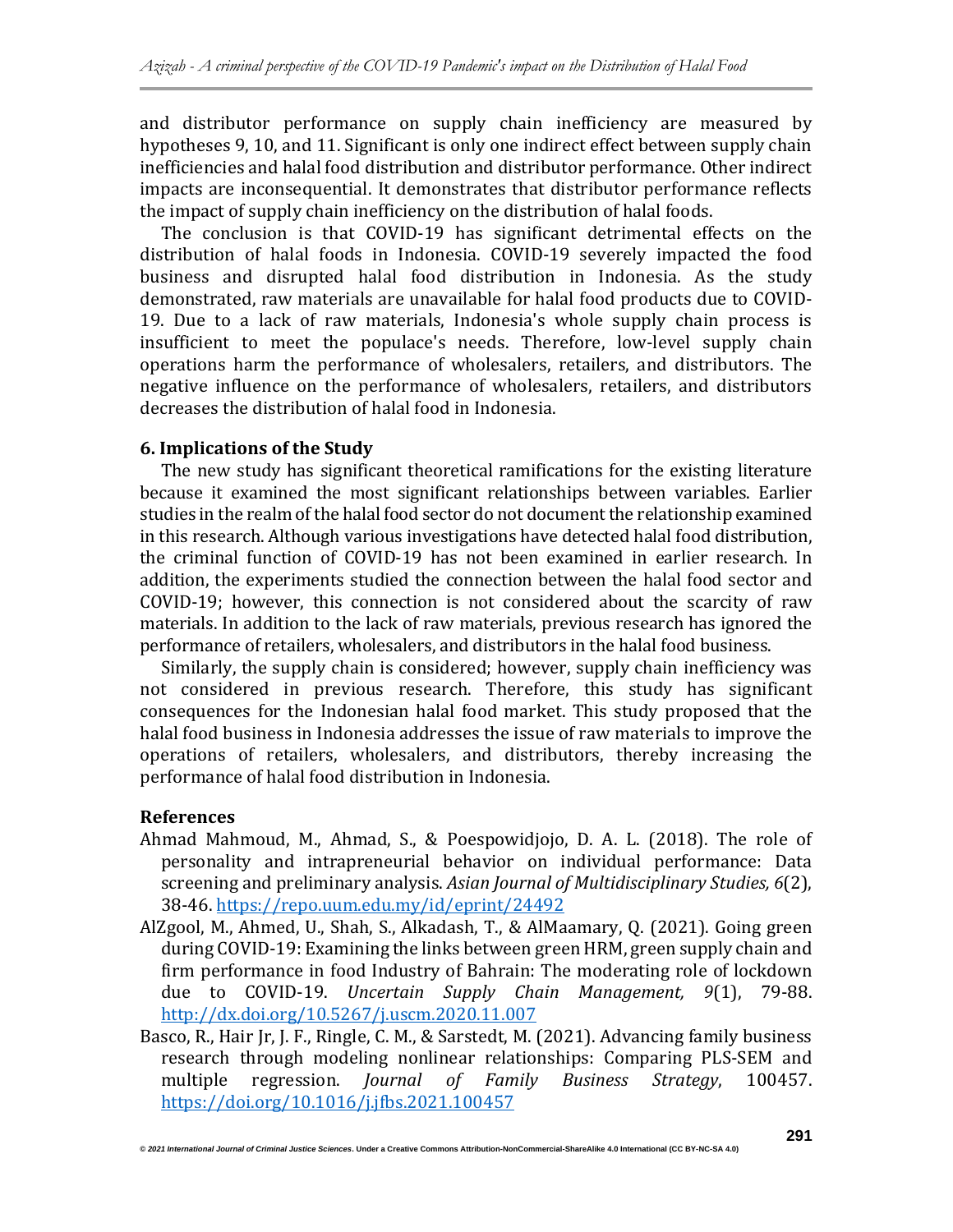and distributor performance on supply chain inefficiency are measured by hypotheses 9, 10, and 11. Significant is only one indirect effect between supply chain inefficiencies and halal food distribution and distributor performance. Other indirect impacts are inconsequential. It demonstrates that distributor performance reflects the impact of supply chain inefficiency on the distribution of halal foods.

The conclusion is that COVID-19 has significant detrimental effects on the distribution of halal foods in Indonesia. COVID-19 severely impacted the food business and disrupted halal food distribution in Indonesia. As the study demonstrated, raw materials are unavailable for halal food products due to COVID-19. Due to a lack of raw materials, Indonesia's whole supply chain process is insufficient to meet the populace's needs. Therefore, low-level supply chain operations harm the performance of wholesalers, retailers, and distributors. The negative influence on the performance of wholesalers, retailers, and distributors decreases the distribution of halal food in Indonesia.

## 6. Implications of the Study

The new study has significant theoretical ramifications for the existing literature because it examined the most significant relationships between variables. Earlier studies in the realm of the halal food sector do not document the relationship examined in this research. Although various investigations have detected halal food distribution, the criminal function of COVID-19 has not been examined in earlier research. In addition, the experiments studied the connection between the halal food sector and COVID-19; however, this connection is not considered about the scarcity of raw materials. In addition to the lack of raw materials, previous research has ignored the performance of retailers, wholesalers, and distributors in the halal food business.

Similarly, the supply chain is considered; however, supply chain inefficiency was not considered in previous research. Therefore, this study has significant consequences for the Indonesian halal food market. This study proposed that the halal food business in Indonesia addresses the issue of raw materials to improve the operations of retailers, wholesalers, and distributors, thereby increasing the performance of halal food distribution in Indonesia.

## References

Ahmad Mahmoud, M., Ahmad, S., & Poespowidjojo, D. A. L. (2018). The role of personality and intrapreneurial behavior on individual performance: Data screening and preliminary analysis. *Asian Journal of Multidisciplinary Studies, 6*(2), 38-46. https://repo.uum.edu.my/id/eprint/24492

AlZgool, M., Ahmed, U., Shah, S., Alkadash, T., & AlMaamary, Q. (2021). Going green during COVID-19: Examining the links between green HRM, green supply chain and firm performance in food Industry of Bahrain: The moderating role of lockdown due to COVID-19. *Uncertain Supply Chain Management, 9*(1), 79-88. http://dx.doi.org/10.5267/j.uscm.2020.11.007

Basco, R., Hair Jr, J. F., Ringle, C. M., & Sarstedt, M. (2021). Advancing family business research through modeling nonlinear relationships: Comparing PLS-SEM and multiple regression. *Journal of Family Business Strategy*, 100457. https://doi.org/10.1016/j.jfbs.2021.100457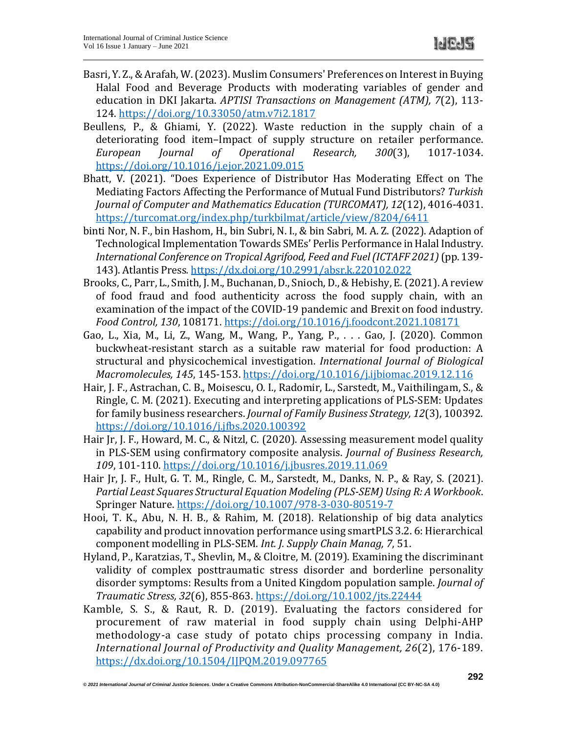Basri, Y. Z., & Arafah, W. (2023). Muslim Consumers' Preferences on Interest in Buying Halal Food and Beverage Products with moderating variables of gender and education in DKI Jakarta. *APTISI Transactions on Management (ATM), 7*(2), 113-124. https://doi.org/10.33050/atm.v7i2.1817

Beullens, P., & Ghiami, Y. (2022). Waste reduction in the supply chain of a deteriorating food item–Impact of supply structure on retailer performance. *European Journal of Operational Research, 300*(3), 1017-1034. https://doi.org/10.1016/j.ejor.2021.09.015

Bhatt, V. (2021). "Does Experience of Distributor Has Moderating Effect on The Mediating Factors Affecting the Performance of Mutual Fund Distributors? *Turkish Journal of Computer and Mathematics Education (TURCOMAT), 12*(12), 4016-4031. https://turcomat.org/index.php/turkbilmat/article/view/8204/6411

binti Nor, N. F., bin Hashom, H., bin Subri, N. I., & bin Sabri, M. A. Z. (2022). Adaption of Technological Implementation Towards SMEs' Perlis Performance in Halal Industry. *International Conference on Tropical Agrifood, Feed and Fuel (ICTAFF 2021)* (pp. 139-143). Atlantis Press. https://dx.doi.org/10.2991/absr.k.220102.022

Brooks, C., Parr, L., Smith, J. M., Buchanan, D., Snioch, D., & Hebishy, E. (2021). A review of food fraud and food authenticity across the food supply chain, with an examination of the impact of the COVID-19 pandemic and Brexit on food industry. *Food Control, 130*, 108171. https://doi.org/10.1016/j.foodcont.2021.108171

Gao, L., Xia, M., Li, Z., Wang, M., Wang, P., Yang, P., . . . Gao, J. (2020). Common buckwheat-resistant starch as a suitable raw material for food production: A structural and physicochemical investigation. *International Journal of Biological Macromolecules, 145*, 145-153. https://doi.org/10.1016/j.ijbiomac.2019.12.116

Hair, J. F., Astrachan, C. B., Moisescu, O. I., Radomir, L., Sarstedt, M., Vaithilingam, S., & Ringle, C. M. (2021). Executing and interpreting applications of PLS-SEM: Updates for family business researchers. *Journal of Family Business Strategy, 12*(3), 100392. https://doi.org/10.1016/j.jfbs.2020.100392

Hair Jr, J. F., Howard, M. C., & Nitzl, C. (2020). Assessing measurement model quality in PLS-SEM using confirmatory composite analysis. *Journal of Business Research, 109*, 101-110. https://doi.org/10.1016/j.jbusres.2019.11.069

Hair Jr, J. F., Hult, G. T. M., Ringle, C. M., Sarstedt, M., Danks, N. P., & Ray, S. (2021). *Partial Least Squares Structural Equation Modeling (PLS-SEM) Using R: A Workbook*. Springer Nature. https://doi.org/10.1007/978-3-030-80519-7

Hooi, T. K., Abu, N. H. B., & Rahim, M. (2018). Relationship of big data analytics capability and product innovation performance using smartPLS 3.2. 6: Hierarchical component modelling in PLS-SEM. *Int. J. Supply Chain Manag, 7*, 51.

Hyland, P., Karatzias, T., Shevlin, M., & Cloitre, M. (2019). Examining the discriminant validity of complex posttraumatic stress disorder and borderline personality disorder symptoms: Results from a United Kingdom population sample. *Journal of Traumatic Stress, 32*(6), 855-863. https://doi.org/10.1002/jts.22444

Kamble, S. S., & Raut, R. D. (2019). Evaluating the factors considered for procurement of raw material in food supply chain using Delphi-AHP methodology-a case study of potato chips processing company in India. *International Journal of Productivity and Quality Management, 26*(2), 176-189. https://dx.doi.org/10.1504/IJPQM.2019.097765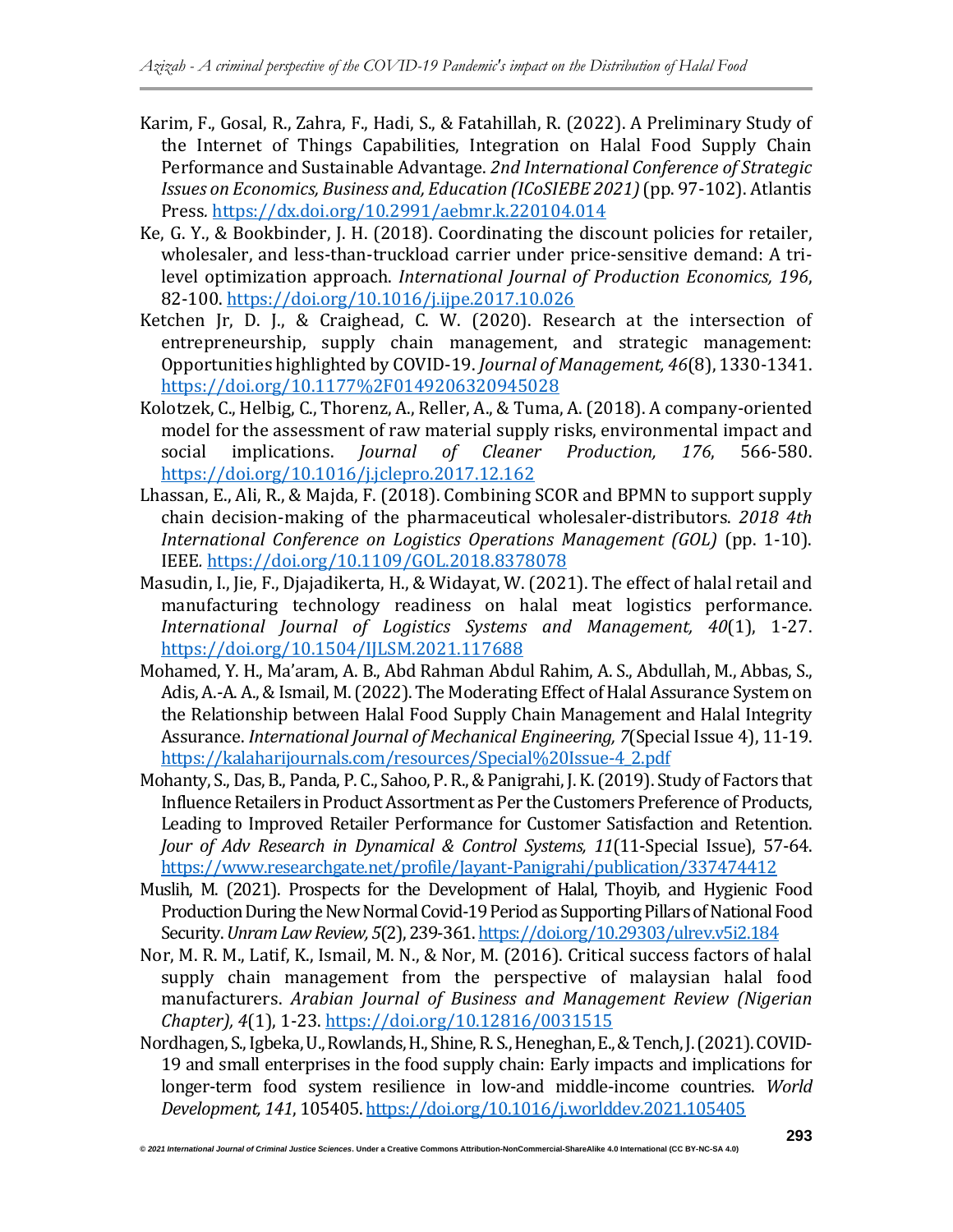Karim, F., Gosal, R., Zahra, F., Hadi, S., & Fatahillah, R. (2022). A Preliminary Study of the Internet of Things Capabilities, Integration on Halal Food Supply Chain Performance and Sustainable Advantage. *2nd International Conference of Strategic Issues on Economics, Business and, Education (ICoSIEBE 2021)* (pp. 97-102). Atlantis Press. https://dx.doi.org/10.2991/aebmr.k.220104.014

Ke, G. Y., & Bookbinder, J. H. (2018). Coordinating the discount policies for retailer, wholesaler, and less-than-truckload carrier under price-sensitive demand: A tri-level optimization approach. *International Journal of Production Economics, 196*, 82-100. https://doi.org/10.1016/j.ijpe.2017.10.026

Ketchen Jr, D. J., & Craighead, C. W. (2020). Research at the intersection of entrepreneurship, supply chain management, and strategic management: Opportunities highlighted by COVID-19. *Journal of Management, 46*(8), 1330-1341. https://doi.org/10.1177%2F0149206320945028

Kolotzek, C., Helbig, C., Thorenz, A., Reller, A., & Tuma, A. (2018). A company-oriented model for the assessment of raw material supply risks, environmental impact and social implications. *Journal of Cleaner Production, 176*, 566-580. https://doi.org/10.1016/j.jclepro.2017.12.162

Lhassan, E., Ali, R., & Majda, F. (2018). Combining SCOR and BPMN to support supply chain decision-making of the pharmaceutical wholesaler-distributors. *2018 4th International Conference on Logistics Operations Management (GOL)* (pp. 1-10). IEEE. https://doi.org/10.1109/GOL.2018.8378078

Masudin, I., Jie, F., Djajadikerta, H., & Widayat, W. (2021). The effect of halal retail and manufacturing technology readiness on halal meat logistics performance. *International Journal of Logistics Systems and Management, 40*(1), 1-27. https://doi.org/10.1504/IJLSM.2021.117688

Mohamed, Y. H., Ma'aram, A. B., Abd Rahman Abdul Rahim, A. S., Abdullah, M., Abbas, S., Adis, A.-A. A., & Ismail, M. (2022). The Moderating Effect of Halal Assurance System on the Relationship between Halal Food Supply Chain Management and Halal Integrity Assurance. *International Journal of Mechanical Engineering, 7*(Special Issue 4), 11-19. https://kalaharijournals.com/resources/Special%20Issue-4_2.pdf

Mohanty, S., Das, B., Panda, P. C., Sahoo, P. R., & Panigrahi, J. K. (2019). Study of Factors that Influence Retailers in Product Assortment as Per the Customers Preference of Products, Leading to Improved Retailer Performance for Customer Satisfaction and Retention. *Jour of Adv Research in Dynamical & Control Systems, 11*(11-Special Issue), 57-64. https://www.researchgate.net/profile/Jayant-Panigrahi/publication/337474412

Muslih, M. (2021). Prospects for the Development of Halal, Thoyib, and Hygienic Food Production During the New Normal Covid-19 Period as Supporting Pillars of National Food Security. *Unram Law Review, 5*(2), 239-361. https://doi.org/10.29303/ulrev.v5i2.184

Nor, M. R. M., Latif, K., Ismail, M. N., & Nor, M. (2016). Critical success factors of halal supply chain management from the perspective of malaysian halal food manufacturers. *Arabian Journal of Business and Management Review (Nigerian Chapter), 4*(1), 1-23. https://doi.org/10.12816/0031515

Nordhagen, S., Igbeka, U., Rowlands, H., Shine, R. S., Heneghan, E., & Tench, J. (2021). COVID-19 and small enterprises in the food supply chain: Early impacts and implications for longer-term food system resilience in low-and middle-income countries. *World Development, 141*, 105405. https://doi.org/10.1016/j.worlddev.2021.105405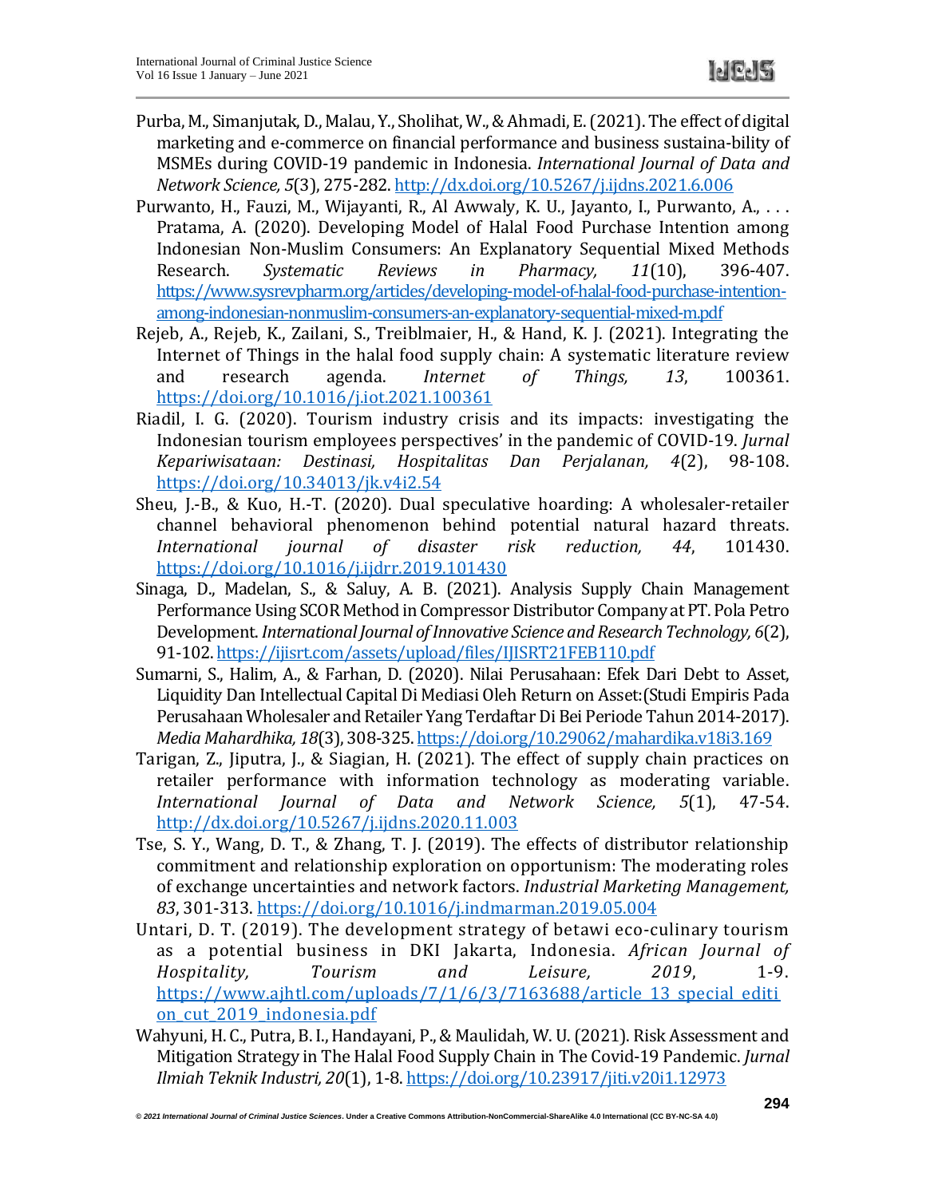Purba, M., Simanjutak, D., Malau, Y., Sholihat, W., & Ahmadi, E. (2021). The effect of digital marketing and e-commerce on financial performance and business sustaina-bility of MSMEs during COVID-19 pandemic in Indonesia. *International Journal of Data and Network Science, 5*(3), 275-282. http://dx.doi.org/10.5267/j.ijdns.2021.6.006

Purwanto, H., Fauzi, M., Wijayanti, R., Al Awwaly, K. U., Jayanto, I., Purwanto, A., . . . Pratama, A. (2020). Developing Model of Halal Food Purchase Intention among Indonesian Non-Muslim Consumers: An Explanatory Sequential Mixed Methods Research. *Systematic Reviews in Pharmacy, 11*(10), 396-407. https://www.sysrevpharm.org/articles/developing-model-of-halal-food-purchase-intention-among-indonesian-nonmuslim-consumers-an-explanatory-sequential-mixed-m.pdf

Rejeb, A., Rejeb, K., Zailani, S., Treiblmaier, H., & Hand, K. J. (2021). Integrating the Internet of Things in the halal food supply chain: A systematic literature review and research agenda. *Internet of Things, 13*, 100361. https://doi.org/10.1016/j.iot.2021.100361

Riadil, I. G. (2020). Tourism industry crisis and its impacts: investigating the Indonesian tourism employees perspectives' in the pandemic of COVID-19. *Jurnal Kepariwisataan: Destinasi, Hospitalitas Dan Perjalanan, 4*(2), 98-108. https://doi.org/10.34013/jk.v4i2.54

Sheu, J.-B., & Kuo, H.-T. (2020). Dual speculative hoarding: A wholesaler-retailer channel behavioral phenomenon behind potential natural hazard threats. *International journal of disaster risk reduction, 44*, 101430. https://doi.org/10.1016/j.ijdrr.2019.101430

Sinaga, D., Madelan, S., & Saluy, A. B. (2021). Analysis Supply Chain Management Performance Using SCOR Method in Compressor Distributor Company at PT. Pola Petro Development. *International Journal of Innovative Science and Research Technology, 6*(2), 91-102. https://ijisrt.com/assets/upload/files/IJISRT21FEB110.pdf

Sumarni, S., Halim, A., & Farhan, D. (2020). Nilai Perusahaan: Efek Dari Debt to Asset, Liquidity Dan Intellectual Capital Di Mediasi Oleh Return on Asset:(Studi Empiris Pada Perusahaan Wholesaler and Retailer Yang Terdaftar Di Bei Periode Tahun 2014-2017). *Media Mahardhika, 18*(3), 308-325. https://doi.org/10.29062/mahardika.v18i3.169

Tarigan, Z., Jiputra, J., & Siagian, H. (2021). The effect of supply chain practices on retailer performance with information technology as moderating variable. *International Journal of Data and Network Science, 5*(1), 47-54. http://dx.doi.org/10.5267/j.ijdns.2020.11.003

Tse, S. Y., Wang, D. T., & Zhang, T. J. (2019). The effects of distributor relationship commitment and relationship exploration on opportunism: The moderating roles of exchange uncertainties and network factors. *Industrial Marketing Management, 83*, 301-313. https://doi.org/10.1016/j.indmarman.2019.05.004

Untari, D. T. (2019). The development strategy of betawi eco-culinary tourism as a potential business in DKI Jakarta, Indonesia. *African Journal of Hospitality, Tourism and Leisure, 2019*, 1-9. https://www.ajhtl.com/uploads/7/1/6/3/7163688/article_13_special_edition_cut_2019_indonesia.pdf

Wahyuni, H. C., Putra, B. I., Handayani, P., & Maulidah, W. U. (2021). Risk Assessment and Mitigation Strategy in The Halal Food Supply Chain in The Covid-19 Pandemic. *Jurnal Ilmiah Teknik Industri, 20*(1), 1-8. https://doi.org/10.23917/jiti.v20i1.12973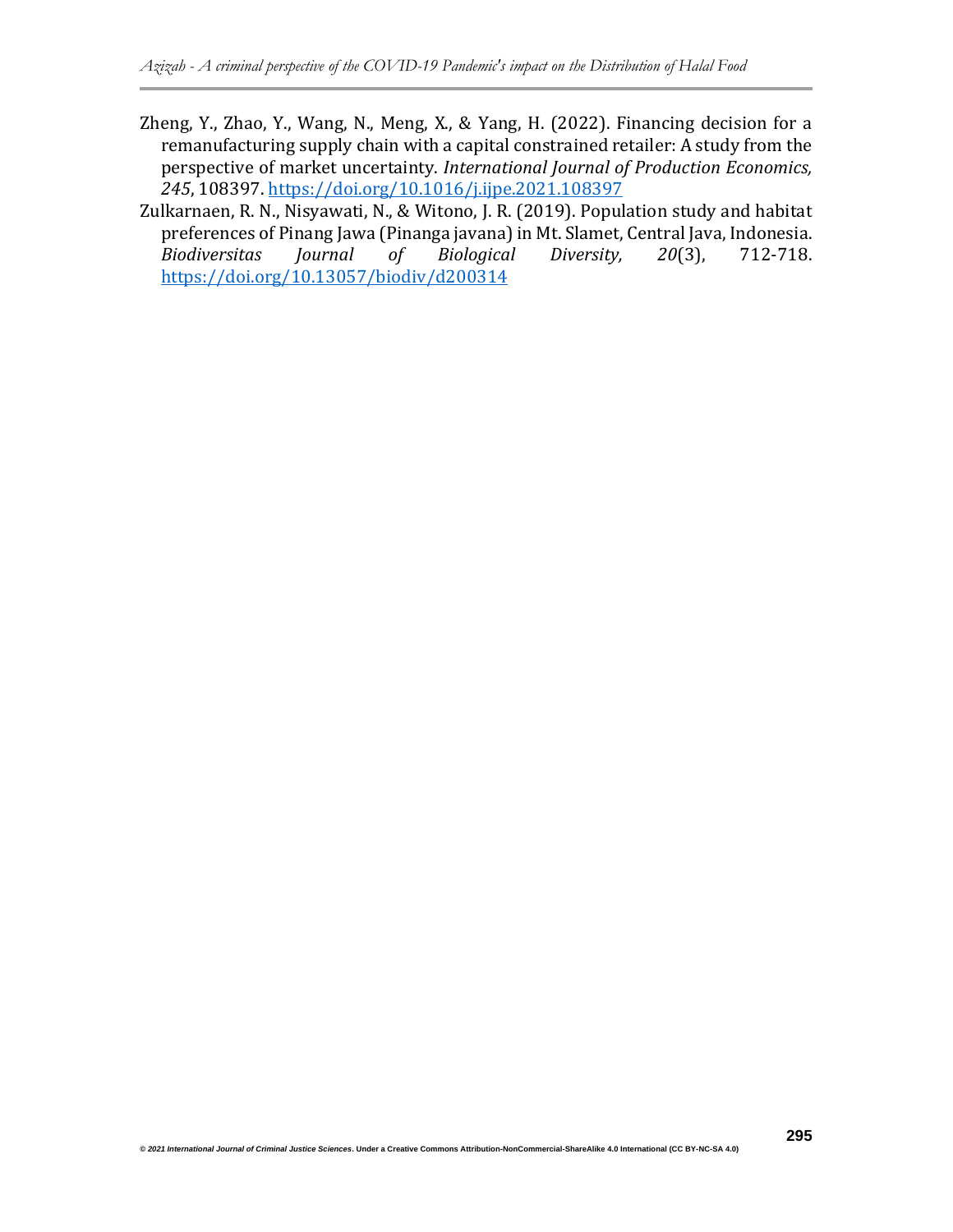Zheng, Y., Zhao, Y., Wang, N., Meng, X., & Yang, H. (2022). Financing decision for a remanufacturing supply chain with a capital constrained retailer: A study from the perspective of market uncertainty. *International Journal of Production Economics, 245*, 108397. https://doi.org/10.1016/j.ijpe.2021.108397

Zulkarnaen, R. N., Nisyawati, N., & Witono, J. R. (2019). Population study and habitat preferences of Pinang Jawa (Pinanga javana) in Mt. Slamet, Central Java, Indonesia. *Biodiversitas Journal of Biological Diversity, 20*(3), 712-718. https://doi.org/10.13057/biodiv/d200314